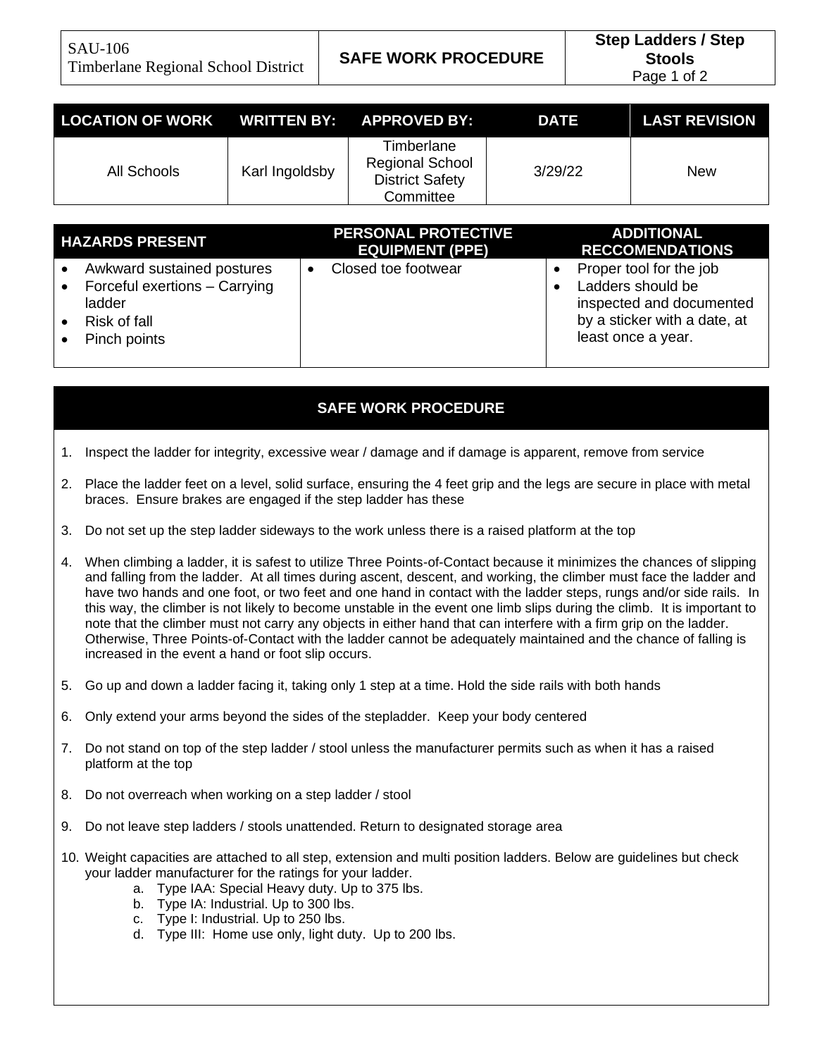| SAU-106 Timberlane Regional School District | SAFE WORK PROCEDURE | Step Ladders / Step Stools |
| --- | --- | --- |

| LOCATION OF WORK | WRITTEN BY: | APPROVED BY: | DATE | LAST REVISION |
| --- | --- | --- | --- | --- |
| All Schools | Karl Ingoldsby | Timberlane Regional School District Safety Committee | 3/29/22 | New |

| HAZARDS PRESENT | PERSONAL PROTECTIVE EQUIPMENT (PPE) | ADDITIONAL RECCOMENDATIONS |
| --- | --- | --- |
| • Awkward sustained postures<br>• Forceful exertions – Carrying ladder<br>• Risk of fall<br>• Pinch points | • Closed toe footwear | • Proper tool for the job<br>• Ladders should be inspected and documented by a sticker with a date, at least once a year. |

## SAFE WORK PROCEDURE

1. Inspect the ladder for integrity, excessive wear / damage and if damage is apparent, remove from service
2. Place the ladder feet on a level, solid surface, ensuring the 4 feet grip and the legs are secure in place with metal braces. Ensure brakes are engaged if the step ladder has these
3. Do not set up the step ladder sideways to the work unless there is a raised platform at the top
4. When climbing a ladder, it is safest to utilize Three Points-of-Contact because it minimizes the chances of slipping and falling from the ladder. At all times during ascent, descent, and working, the climber must face the ladder and have two hands and one foot, or two feet and one hand in contact with the ladder steps, rungs and/or side rails. In this way, the climber is not likely to become unstable in the event one limb slips during the climb. It is important to note that the climber must not carry any objects in either hand that can interfere with a firm grip on the ladder. Otherwise, Three Points-of-Contact with the ladder cannot be adequately maintained and the chance of falling is increased in the event a hand or foot slip occurs.
5. Go up and down a ladder facing it, taking only 1 step at a time. Hold the side rails with both hands
6. Only extend your arms beyond the sides of the stepladder. Keep your body centered
7. Do not stand on top of the step ladder / stool unless the manufacturer permits such as when it has a raised platform at the top
8. Do not overreach when working on a step ladder / stool
9. Do not leave step ladders / stools unattended. Return to designated storage area
10. Weight capacities are attached to all step, extension and multi position ladders. Below are guidelines but check your ladder manufacturer for the ratings for your ladder.
    a. Type IAA: Special Heavy duty. Up to 375 lbs.
    b. Type IA: Industrial. Up to 300 lbs.
    c. Type I: Industrial. Up to 250 lbs.
    d. Type III: Home use only, light duty. Up to 200 lbs.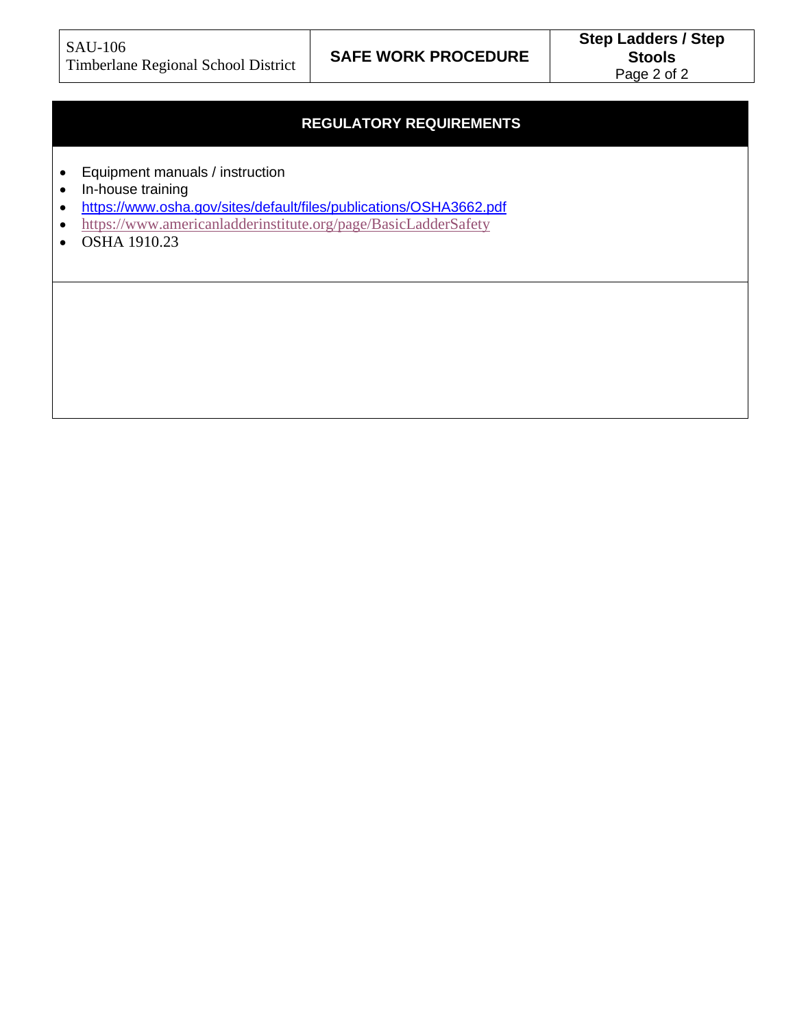## REGULATORY REQUIREMENTS

- Equipment manuals / instruction
- In-house training
- https://www.osha.gov/sites/default/files/publications/OSHA3662.pdf
- https://www.americanladderinstitute.org/page/BasicLadderSafety
- OSHA 1910.23